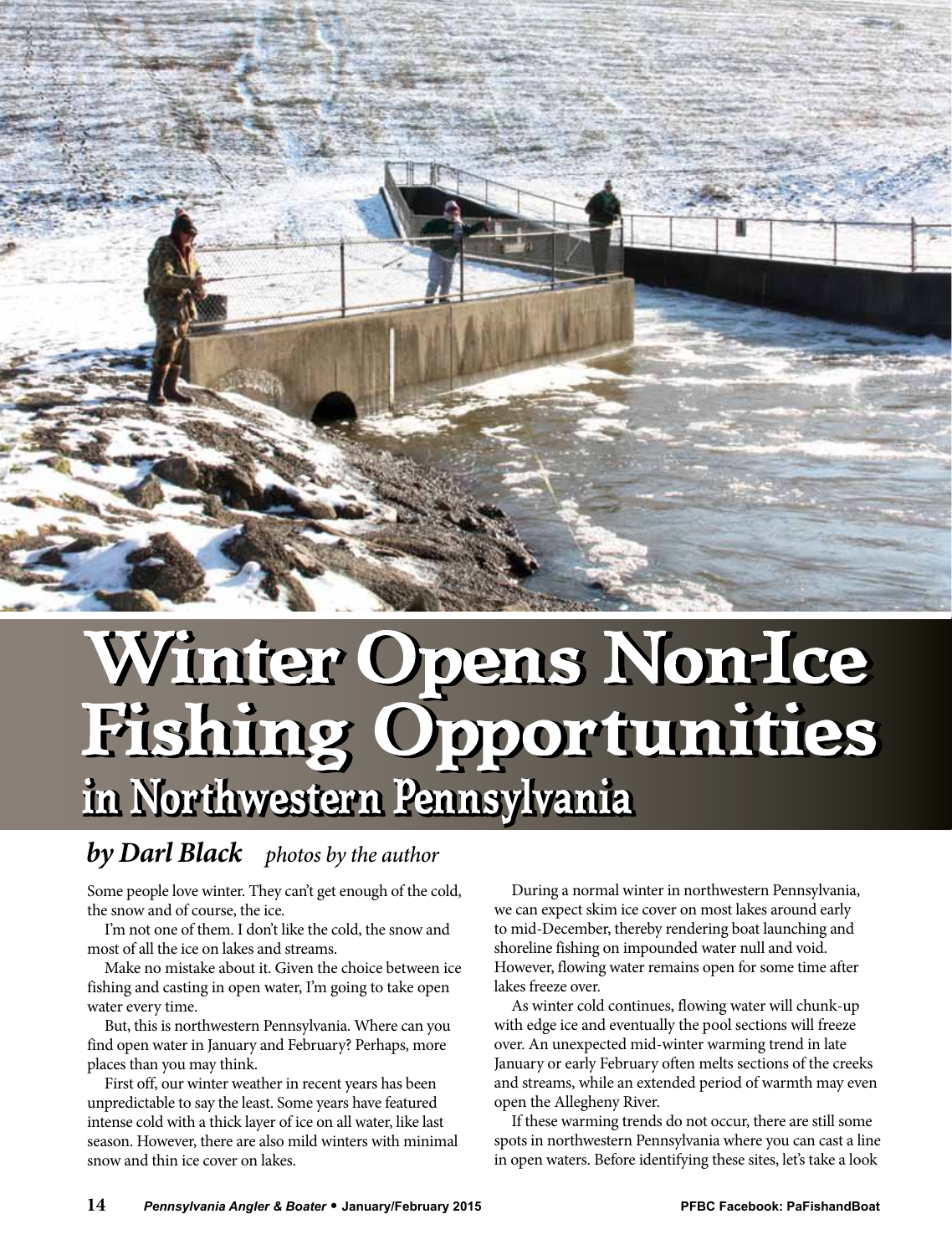# Winter Opens Non-Ice Fishing Opportunities

## in Northwestern Pennsylvania

***by Darl Black*** *photos by the author*

Some people love winter. They can't get enough of the cold, the snow and of course, the ice.

I'm not one of them. I don't like the cold, the snow and most of all the ice on lakes and streams.

Make no mistake about it. Given the choice between ice fishing and casting in open water, I'm going to take open water every time.

But, this is northwestern Pennsylvania. Where can you find open water in January and February? Perhaps, more places than you may think.

First off, our winter weather in recent years has been unpredictable to say the least. Some years have featured intense cold with a thick layer of ice on all water, like last season. However, there are also mild winters with minimal snow and thin ice cover on lakes.

During a normal winter in northwestern Pennsylvania, we can expect skim ice cover on most lakes around early to mid-December, thereby rendering boat launching and shoreline fishing on impounded water null and void. However, flowing water remains open for some time after lakes freeze over.

As winter cold continues, flowing water will chunk-up with edge ice and eventually the pool sections will freeze over. An unexpected mid-winter warming trend in late January or early February often melts sections of the creeks and streams, while an extended period of warmth may even open the Allegheny River.

If these warming trends do not occur, there are still some spots in northwestern Pennsylvania where you can cast a line in open waters. Before identifying these sites, let's take a look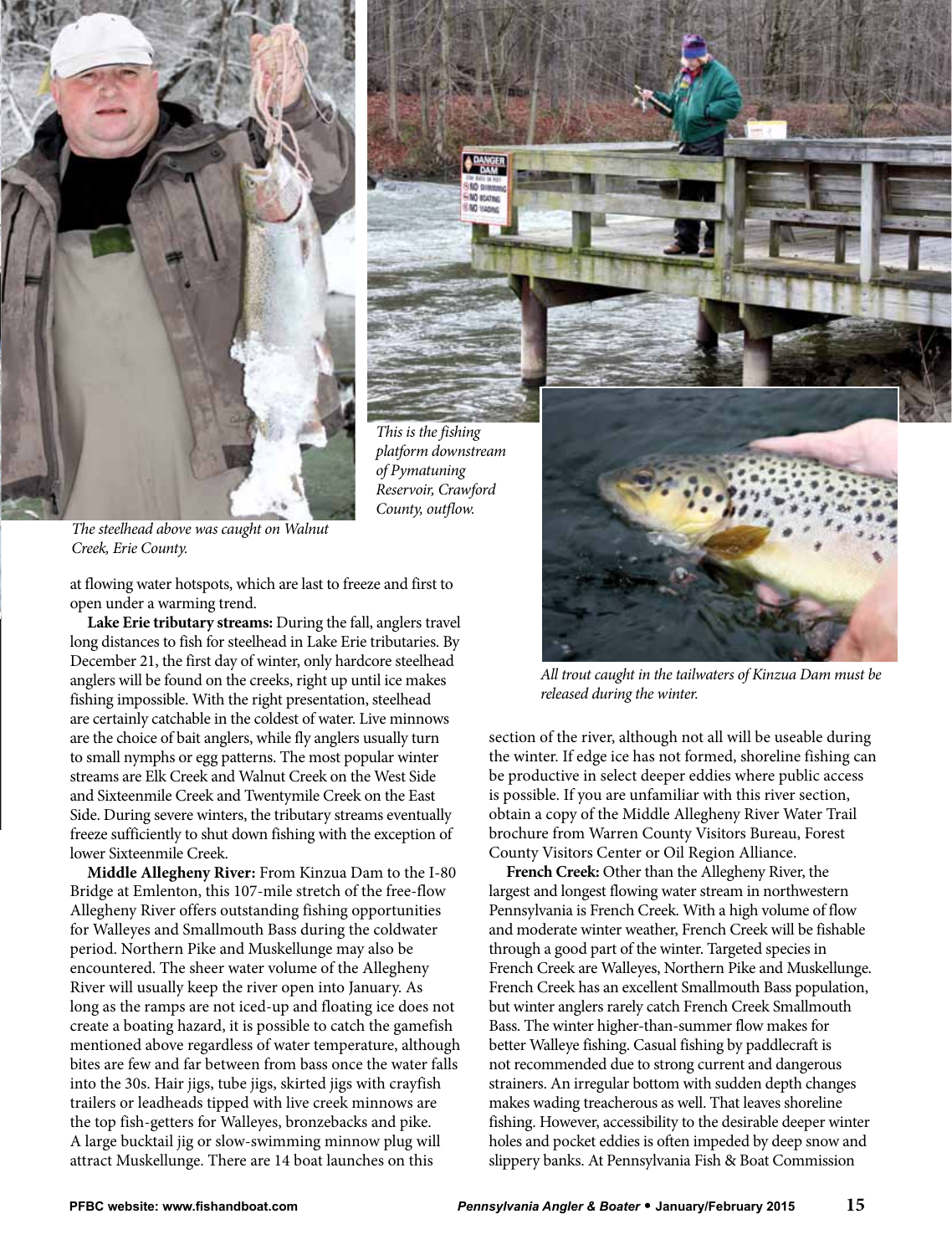The steelhead above was caught on Walnut Creek, Erie County.

This is the fishing platform downstream of Pymatuning Reservoir, Crawford County, outflow.

All trout caught in the tailwaters of Kinzua Dam must be released during the winter.

at flowing water hotspots, which are last to freeze and first to open under a warming trend.

**Lake Erie tributary streams:** During the fall, anglers travel long distances to fish for steelhead in Lake Erie tributaries. By December 21, the first day of winter, only hardcore steelhead anglers will be found on the creeks, right up until ice makes fishing impossible. With the right presentation, steelhead are certainly catchable in the coldest of water. Live minnows are the choice of bait anglers, while fly anglers usually turn to small nymphs or egg patterns. The most popular winter streams are Elk Creek and Walnut Creek on the West Side and Sixteenmile Creek and Twentymile Creek on the East Side. During severe winters, the tributary streams eventually freeze sufficiently to shut down fishing with the exception of lower Sixteenmile Creek.

**Middle Allegheny River:** From Kinzua Dam to the I-80 Bridge at Emlenton, this 107-mile stretch of the free-flow Allegheny River offers outstanding fishing opportunities for Walleyes and Smallmouth Bass during the coldwater period. Northern Pike and Muskellunge may also be encountered. The sheer water volume of the Allegheny River will usually keep the river open into January. As long as the ramps are not iced-up and floating ice does not create a boating hazard, it is possible to catch the gamefish mentioned above regardless of water temperature, although bites are few and far between from bass once the water falls into the 30s. Hair jigs, tube jigs, skirted jigs with crayfish trailers or leadheads tipped with live creek minnows are the top fish-getters for Walleyes, bronzebacks and pike. A large bucktail jig or slow-swimming minnow plug will attract Muskellunge. There are 14 boat launches on this section of the river, although not all will be useable during the winter. If edge ice has not formed, shoreline fishing can be productive in select deeper eddies where public access is possible. If you are unfamiliar with this river section, obtain a copy of the Middle Allegheny River Water Trail brochure from Warren County Visitors Bureau, Forest County Visitors Center or Oil Region Alliance.

**French Creek:** Other than the Allegheny River, the largest and longest flowing water stream in northwestern Pennsylvania is French Creek. With a high volume of flow and moderate winter weather, French Creek will be fishable through a good part of the winter. Targeted species in French Creek are Walleyes, Northern Pike and Muskellunge. French Creek has an excellent Smallmouth Bass population, but winter anglers rarely catch French Creek Smallmouth Bass. The winter higher-than-summer flow makes for better Walleye fishing. Casual fishing by paddlecraft is not recommended due to strong current and dangerous strainers. An irregular bottom with sudden depth changes makes wading treacherous as well. That leaves shoreline fishing. However, accessibility to the desirable deeper winter holes and pocket eddies is often impeded by deep snow and slippery banks. At Pennsylvania Fish & Boat Commission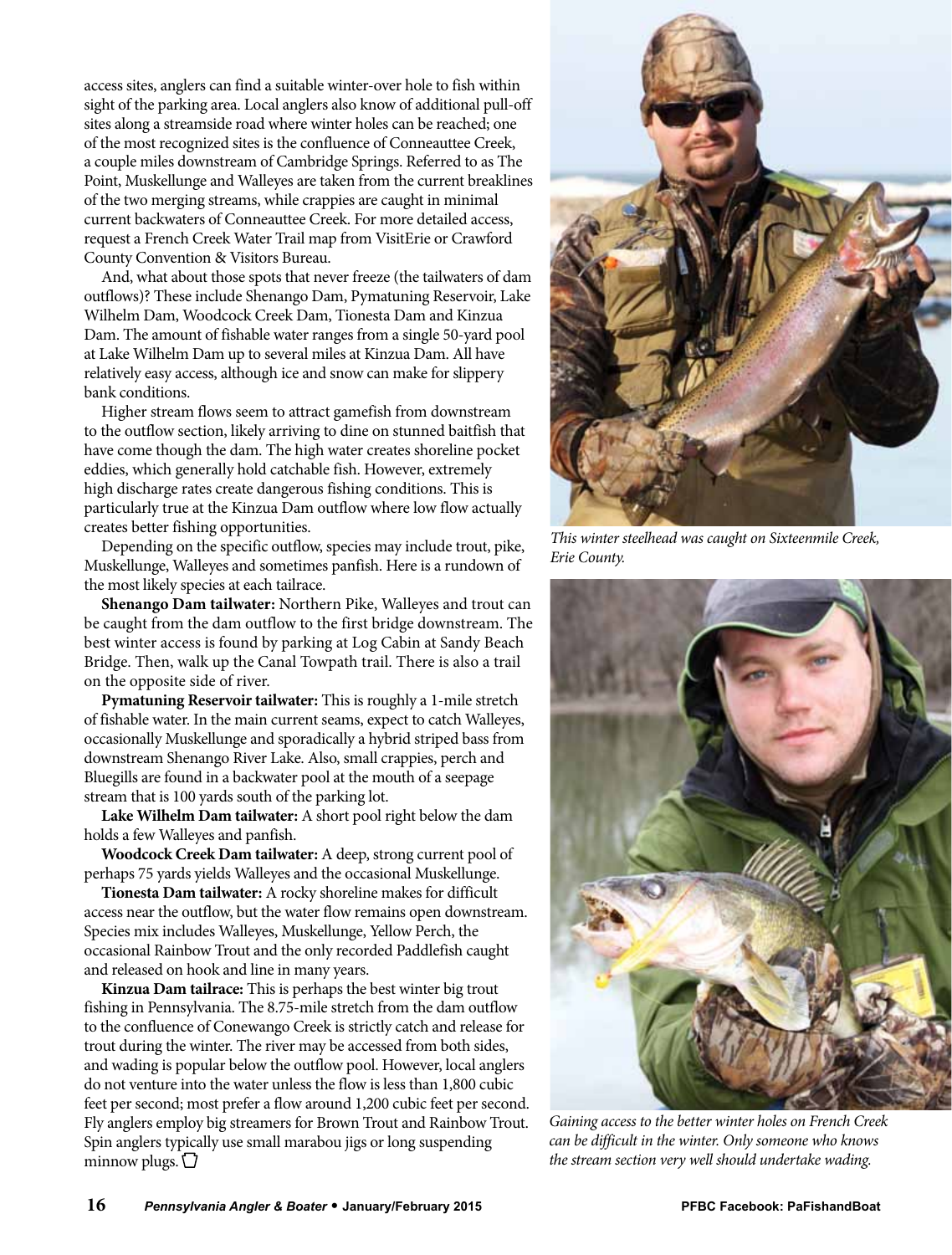access sites, anglers can find a suitable winter-over hole to fish within sight of the parking area. Local anglers also know of additional pull-off sites along a streamside road where winter holes can be reached; one of the most recognized sites is the confluence of Conneauttee Creek, a couple miles downstream of Cambridge Springs. Referred to as The Point, Muskellunge and Walleyes are taken from the current breaklines of the two merging streams, while crappies are caught in minimal current backwaters of Conneauttee Creek. For more detailed access, request a French Creek Water Trail map from VisitErie or Crawford County Convention & Visitors Bureau.

And, what about those spots that never freeze (the tailwaters of dam outflows)? These include Shenango Dam, Pymatuning Reservoir, Lake Wilhelm Dam, Woodcock Creek Dam, Tionesta Dam and Kinzua Dam. The amount of fishable water ranges from a single 50-yard pool at Lake Wilhelm Dam up to several miles at Kinzua Dam. All have relatively easy access, although ice and snow can make for slippery bank conditions.

Higher stream flows seem to attract gamefish from downstream to the outflow section, likely arriving to dine on stunned baitfish that have come though the dam. The high water creates shoreline pocket eddies, which generally hold catchable fish. However, extremely high discharge rates create dangerous fishing conditions. This is particularly true at the Kinzua Dam outflow where low flow actually creates better fishing opportunities.

Depending on the specific outflow, species may include trout, pike, Muskellunge, Walleyes and sometimes panfish. Here is a rundown of the most likely species at each tailrace.

**Shenango Dam tailwater:** Northern Pike, Walleyes and trout can be caught from the dam outflow to the first bridge downstream. The best winter access is found by parking at Log Cabin at Sandy Beach Bridge. Then, walk up the Canal Towpath trail. There is also a trail on the opposite side of river.

**Pymatuning Reservoir tailwater:** This is roughly a 1-mile stretch of fishable water. In the main current seams, expect to catch Walleyes, occasionally Muskellunge and sporadically a hybrid striped bass from downstream Shenango River Lake. Also, small crappies, perch and Bluegills are found in a backwater pool at the mouth of a seepage stream that is 100 yards south of the parking lot.

**Lake Wilhelm Dam tailwater:** A short pool right below the dam holds a few Walleyes and panfish.

**Woodcock Creek Dam tailwater:** A deep, strong current pool of perhaps 75 yards yields Walleyes and the occasional Muskellunge.

**Tionesta Dam tailwater:** A rocky shoreline makes for difficult access near the outflow, but the water flow remains open downstream. Species mix includes Walleyes, Muskellunge, Yellow Perch, the occasional Rainbow Trout and the only recorded Paddlefish caught and released on hook and line in many years.

**Kinzua Dam tailrace:** This is perhaps the best winter big trout fishing in Pennsylvania. The 8.75-mile stretch from the dam outflow to the confluence of Conewango Creek is strictly catch and release for trout during the winter. The river may be accessed from both sides, and wading is popular below the outflow pool. However, local anglers do not venture into the water unless the flow is less than 1,800 cubic feet per second; most prefer a flow around 1,200 cubic feet per second. Fly anglers employ big streamers for Brown Trout and Rainbow Trout. Spin anglers typically use small marabou jigs or long suspending minnow plugs.

*This winter steelhead was caught on Sixteenmile Creek, Erie County.*

*Gaining access to the better winter holes on French Creek can be difficult in the winter. Only someone who knows the stream section very well should undertake wading.*